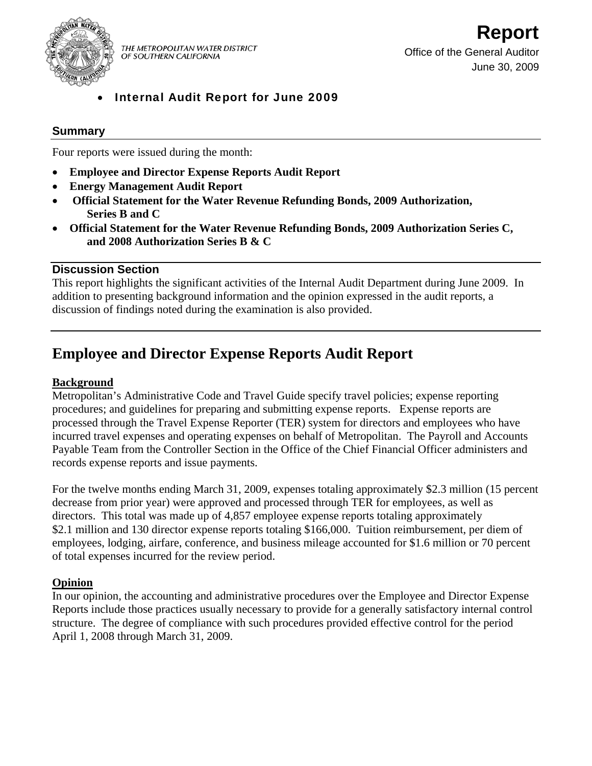THE METROPOLITAN WATER DISTRICT OF SOUTHERN CALIFORNIA

# Report

Office of the General Auditor
June 30, 2009

- **Internal Audit Report for June 2009**

## Summary

Four reports were issued during the month:

- **Employee and Director Expense Reports Audit Report**
- **Energy Management Audit Report**
- **Official Statement for the Water Revenue Refunding Bonds, 2009 Authorization, Series B and C**
- **Official Statement for the Water Revenue Refunding Bonds, 2009 Authorization Series C, and 2008 Authorization Series B & C**

## Discussion Section

This report highlights the significant activities of the Internal Audit Department during June 2009. In addition to presenting background information and the opinion expressed in the audit reports, a discussion of findings noted during the examination is also provided.

# Employee and Director Expense Reports Audit Report

### Background

Metropolitan's Administrative Code and Travel Guide specify travel policies; expense reporting procedures; and guidelines for preparing and submitting expense reports. Expense reports are processed through the Travel Expense Reporter (TER) system for directors and employees who have incurred travel expenses and operating expenses on behalf of Metropolitan. The Payroll and Accounts Payable Team from the Controller Section in the Office of the Chief Financial Officer administers and records expense reports and issue payments.

For the twelve months ending March 31, 2009, expenses totaling approximately $2.3 million (15 percent decrease from prior year) were approved and processed through TER for employees, as well as directors. This total was made up of 4,857 employee expense reports totaling approximately $2.1 million and 130 director expense reports totaling $166,000. Tuition reimbursement, per diem of employees, lodging, airfare, conference, and business mileage accounted for $1.6 million or 70 percent of total expenses incurred for the review period.

### Opinion

In our opinion, the accounting and administrative procedures over the Employee and Director Expense Reports include those practices usually necessary to provide for a generally satisfactory internal control structure. The degree of compliance with such procedures provided effective control for the period April 1, 2008 through March 31, 2009.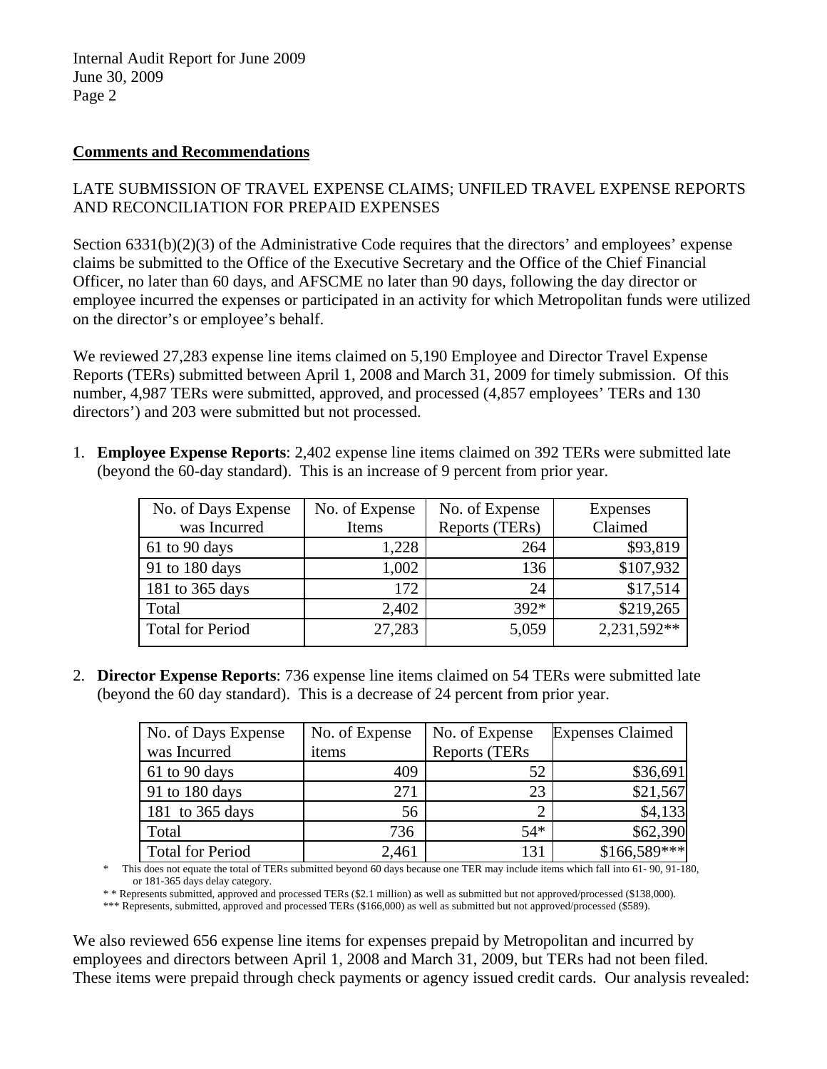## Comments and Recommendations

LATE SUBMISSION OF TRAVEL EXPENSE CLAIMS; UNFILED TRAVEL EXPENSE REPORTS AND RECONCILIATION FOR PREPAID EXPENSES

Section 6331(b)(2)(3) of the Administrative Code requires that the directors' and employees' expense claims be submitted to the Office of the Executive Secretary and the Office of the Chief Financial Officer, no later than 60 days, and AFSCME no later than 90 days, following the day director or employee incurred the expenses or participated in an activity for which Metropolitan funds were utilized on the director's or employee's behalf.

We reviewed 27,283 expense line items claimed on 5,190 Employee and Director Travel Expense Reports (TERs) submitted between April 1, 2008 and March 31, 2009 for timely submission. Of this number, 4,987 TERs were submitted, approved, and processed (4,857 employees' TERs and 130 directors') and 203 were submitted but not processed.

1. **Employee Expense Reports**: 2,402 expense line items claimed on 392 TERs were submitted late (beyond the 60-day standard). This is an increase of 9 percent from prior year.

| No. of Days Expense was Incurred | No. of Expense Items | No. of Expense Reports (TERs) | Expenses Claimed |
|---|---|---|---|
| 61 to 90 days | 1,228 | 264 | $93,819 |
| 91 to 180 days | 1,002 | 136 | $107,932 |
| 181 to 365 days | 172 | 24 | $17,514 |
| Total | 2,402 | 392* | $219,265 |
| Total for Period | 27,283 | 5,059 | 2,231,592** |

2. **Director Expense Reports**: 736 expense line items claimed on 54 TERs were submitted late (beyond the 60 day standard). This is a decrease of 24 percent from prior year.

| No. of Days Expense was Incurred | No. of Expense items | No. of Expense Reports (TERs | Expenses Claimed |
|---|---|---|---|
| 61 to 90 days | 409 | 52 | $36,691 |
| 91 to 180 days | 271 | 23 | $21,567 |
| 181 to 365 days | 56 | 2 | $4,133 |
| Total | 736 | 54* | $62,390 |
| Total for Period | 2,461 | 131 | $166,589*** |

\* This does not equate the total of TERs submitted beyond 60 days because one TER may include items which fall into 61- 90, 91-180, or 181-365 days delay category.

\* \* Represents submitted, approved and processed TERs ($2.1 million) as well as submitted but not approved/processed ($138,000).

\*\*\* Represents, submitted, approved and processed TERs ($166,000) as well as submitted but not approved/processed ($589).

We also reviewed 656 expense line items for expenses prepaid by Metropolitan and incurred by employees and directors between April 1, 2008 and March 31, 2009, but TERs had not been filed. These items were prepaid through check payments or agency issued credit cards. Our analysis revealed: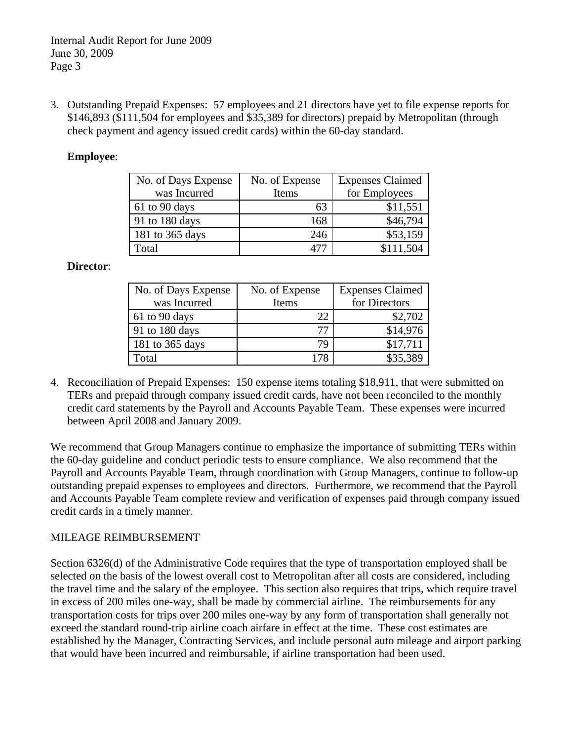3. Outstanding Prepaid Expenses: 57 employees and 21 directors have yet to file expense reports for \$146,893 (\$111,504 for employees and \$35,389 for directors) prepaid by Metropolitan (through check payment and agency issued credit cards) within the 60-day standard.

**Employee**:

| No. of Days Expense was Incurred | No. of Expense Items | Expenses Claimed for Employees |
|---|---:|---:|
| 61 to 90 days | 63 | \$11,551 |
| 91 to 180 days | 168 | \$46,794 |
| 181 to 365 days | 246 | \$53,159 |
| Total | 477 | \$111,504 |

**Director**:

| No. of Days Expense was Incurred | No. of Expense Items | Expenses Claimed for Directors |
|---|---:|---:|
| 61 to 90 days | 22 | \$2,702 |
| 91 to 180 days | 77 | \$14,976 |
| 181 to 365 days | 79 | \$17,711 |
| Total | 178 | \$35,389 |

4. Reconciliation of Prepaid Expenses: 150 expense items totaling \$18,911, that were submitted on TERs and prepaid through company issued credit cards, have not been reconciled to the monthly credit card statements by the Payroll and Accounts Payable Team. These expenses were incurred between April 2008 and January 2009.

We recommend that Group Managers continue to emphasize the importance of submitting TERs within the 60-day guideline and conduct periodic tests to ensure compliance. We also recommend that the Payroll and Accounts Payable Team, through coordination with Group Managers, continue to follow-up outstanding prepaid expenses to employees and directors. Furthermore, we recommend that the Payroll and Accounts Payable Team complete review and verification of expenses paid through company issued credit cards in a timely manner.

MILEAGE REIMBURSEMENT

Section 6326(d) of the Administrative Code requires that the type of transportation employed shall be selected on the basis of the lowest overall cost to Metropolitan after all costs are considered, including the travel time and the salary of the employee. This section also requires that trips, which require travel in excess of 200 miles one-way, shall be made by commercial airline. The reimbursements for any transportation costs for trips over 200 miles one-way by any form of transportation shall generally not exceed the standard round-trip airline coach airfare in effect at the time. These cost estimates are established by the Manager, Contracting Services, and include personal auto mileage and airport parking that would have been incurred and reimbursable, if airline transportation had been used.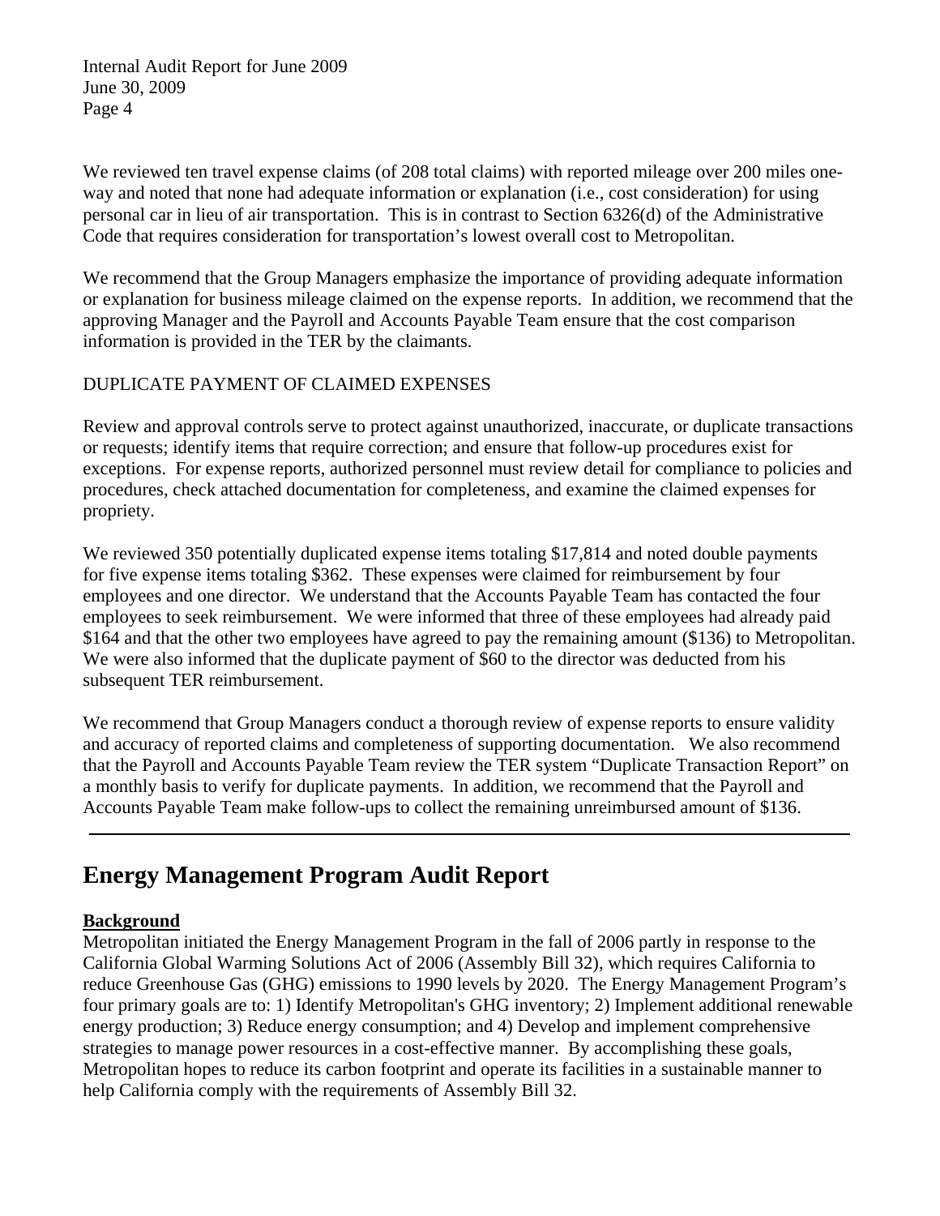We reviewed ten travel expense claims (of 208 total claims) with reported mileage over 200 miles one-way and noted that none had adequate information or explanation (i.e., cost consideration) for using personal car in lieu of air transportation. This is in contrast to Section 6326(d) of the Administrative Code that requires consideration for transportation's lowest overall cost to Metropolitan.

We recommend that the Group Managers emphasize the importance of providing adequate information or explanation for business mileage claimed on the expense reports. In addition, we recommend that the approving Manager and the Payroll and Accounts Payable Team ensure that the cost comparison information is provided in the TER by the claimants.

DUPLICATE PAYMENT OF CLAIMED EXPENSES

Review and approval controls serve to protect against unauthorized, inaccurate, or duplicate transactions or requests; identify items that require correction; and ensure that follow-up procedures exist for exceptions. For expense reports, authorized personnel must review detail for compliance to policies and procedures, check attached documentation for completeness, and examine the claimed expenses for propriety.

We reviewed 350 potentially duplicated expense items totaling $17,814 and noted double payments for five expense items totaling $362. These expenses were claimed for reimbursement by four employees and one director. We understand that the Accounts Payable Team has contacted the four employees to seek reimbursement. We were informed that three of these employees had already paid $164 and that the other two employees have agreed to pay the remaining amount ($136) to Metropolitan. We were also informed that the duplicate payment of $60 to the director was deducted from his subsequent TER reimbursement.

We recommend that Group Managers conduct a thorough review of expense reports to ensure validity and accuracy of reported claims and completeness of supporting documentation. We also recommend that the Payroll and Accounts Payable Team review the TER system "Duplicate Transaction Report" on a monthly basis to verify for duplicate payments. In addition, we recommend that the Payroll and Accounts Payable Team make follow-ups to collect the remaining unreimbursed amount of $136.

---

# Energy Management Program Audit Report

**Background**

Metropolitan initiated the Energy Management Program in the fall of 2006 partly in response to the California Global Warming Solutions Act of 2006 (Assembly Bill 32), which requires California to reduce Greenhouse Gas (GHG) emissions to 1990 levels by 2020. The Energy Management Program's four primary goals are to: 1) Identify Metropolitan's GHG inventory; 2) Implement additional renewable energy production; 3) Reduce energy consumption; and 4) Develop and implement comprehensive strategies to manage power resources in a cost-effective manner. By accomplishing these goals, Metropolitan hopes to reduce its carbon footprint and operate its facilities in a sustainable manner to help California comply with the requirements of Assembly Bill 32.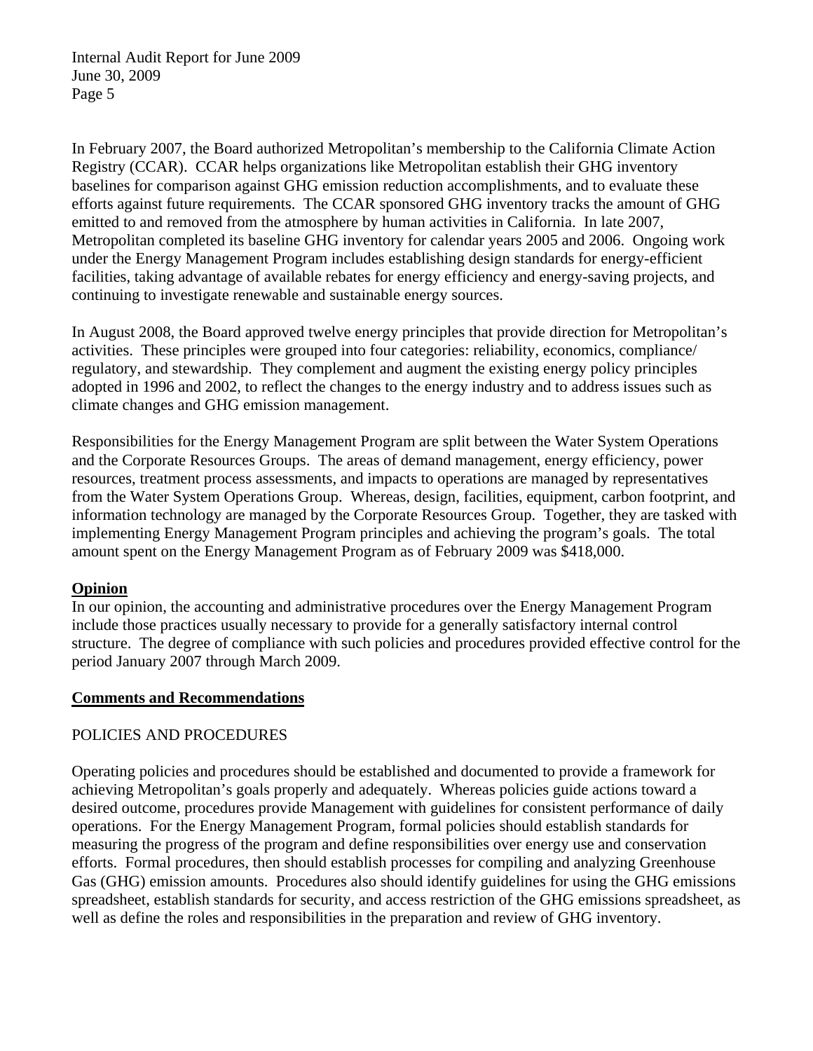In February 2007, the Board authorized Metropolitan's membership to the California Climate Action Registry (CCAR). CCAR helps organizations like Metropolitan establish their GHG inventory baselines for comparison against GHG emission reduction accomplishments, and to evaluate these efforts against future requirements. The CCAR sponsored GHG inventory tracks the amount of GHG emitted to and removed from the atmosphere by human activities in California. In late 2007, Metropolitan completed its baseline GHG inventory for calendar years 2005 and 2006. Ongoing work under the Energy Management Program includes establishing design standards for energy-efficient facilities, taking advantage of available rebates for energy efficiency and energy-saving projects, and continuing to investigate renewable and sustainable energy sources.

In August 2008, the Board approved twelve energy principles that provide direction for Metropolitan's activities. These principles were grouped into four categories: reliability, economics, compliance/ regulatory, and stewardship. They complement and augment the existing energy policy principles adopted in 1996 and 2002, to reflect the changes to the energy industry and to address issues such as climate changes and GHG emission management.

Responsibilities for the Energy Management Program are split between the Water System Operations and the Corporate Resources Groups. The areas of demand management, energy efficiency, power resources, treatment process assessments, and impacts to operations are managed by representatives from the Water System Operations Group. Whereas, design, facilities, equipment, carbon footprint, and information technology are managed by the Corporate Resources Group. Together, they are tasked with implementing Energy Management Program principles and achieving the program's goals. The total amount spent on the Energy Management Program as of February 2009 was $418,000.

**Opinion**

In our opinion, the accounting and administrative procedures over the Energy Management Program include those practices usually necessary to provide for a generally satisfactory internal control structure. The degree of compliance with such policies and procedures provided effective control for the period January 2007 through March 2009.

**Comments and Recommendations**

POLICIES AND PROCEDURES

Operating policies and procedures should be established and documented to provide a framework for achieving Metropolitan's goals properly and adequately. Whereas policies guide actions toward a desired outcome, procedures provide Management with guidelines for consistent performance of daily operations. For the Energy Management Program, formal policies should establish standards for measuring the progress of the program and define responsibilities over energy use and conservation efforts. Formal procedures, then should establish processes for compiling and analyzing Greenhouse Gas (GHG) emission amounts. Procedures also should identify guidelines for using the GHG emissions spreadsheet, establish standards for security, and access restriction of the GHG emissions spreadsheet, as well as define the roles and responsibilities in the preparation and review of GHG inventory.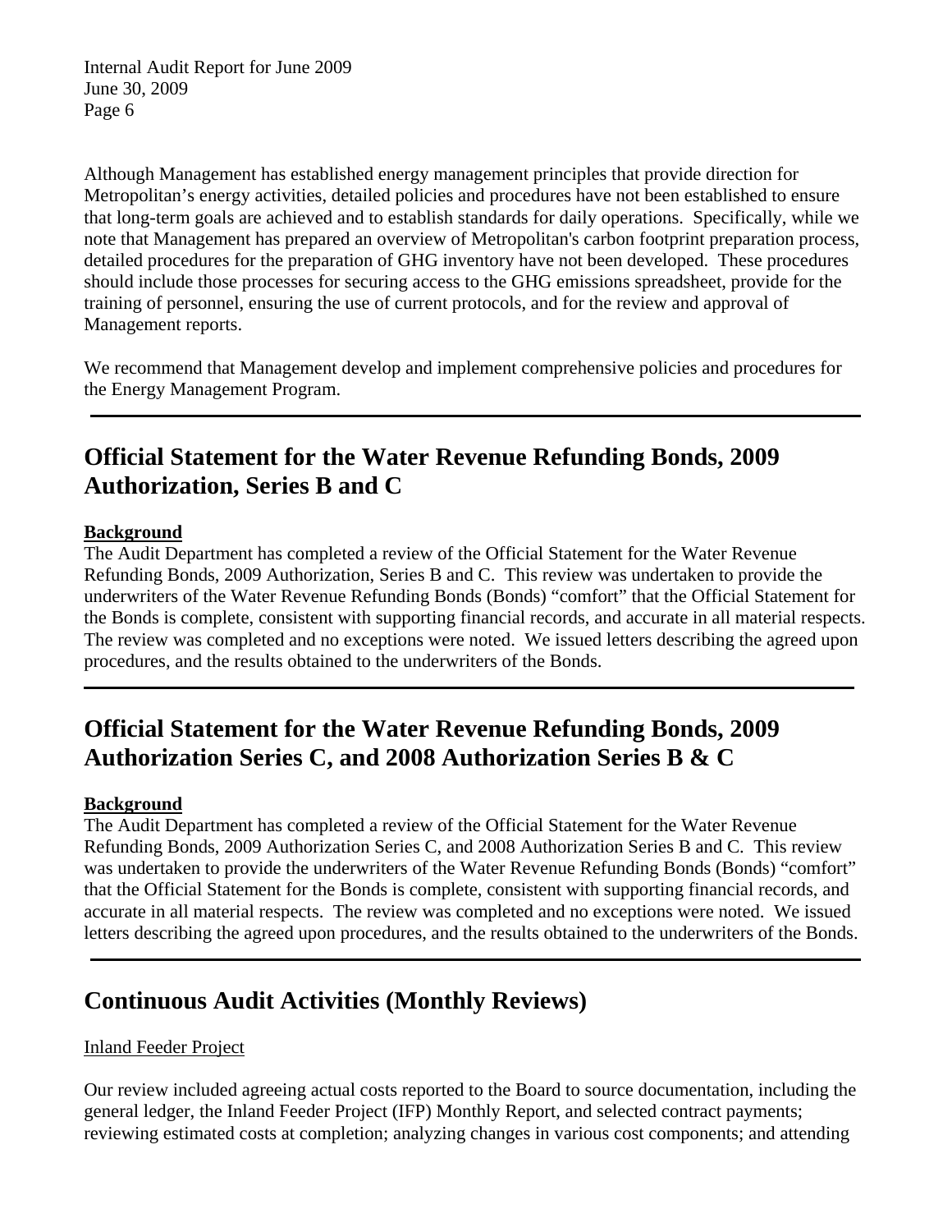Although Management has established energy management principles that provide direction for Metropolitan's energy activities, detailed policies and procedures have not been established to ensure that long-term goals are achieved and to establish standards for daily operations. Specifically, while we note that Management has prepared an overview of Metropolitan's carbon footprint preparation process, detailed procedures for the preparation of GHG inventory have not been developed. These procedures should include those processes for securing access to the GHG emissions spreadsheet, provide for the training of personnel, ensuring the use of current protocols, and for the review and approval of Management reports.

We recommend that Management develop and implement comprehensive policies and procedures for the Energy Management Program.

---

## Official Statement for the Water Revenue Refunding Bonds, 2009 Authorization, Series B and C

**Background**

The Audit Department has completed a review of the Official Statement for the Water Revenue Refunding Bonds, 2009 Authorization, Series B and C. This review was undertaken to provide the underwriters of the Water Revenue Refunding Bonds (Bonds) "comfort" that the Official Statement for the Bonds is complete, consistent with supporting financial records, and accurate in all material respects. The review was completed and no exceptions were noted. We issued letters describing the agreed upon procedures, and the results obtained to the underwriters of the Bonds.

---

## Official Statement for the Water Revenue Refunding Bonds, 2009 Authorization Series C, and 2008 Authorization Series B & C

**Background**

The Audit Department has completed a review of the Official Statement for the Water Revenue Refunding Bonds, 2009 Authorization Series C, and 2008 Authorization Series B and C. This review was undertaken to provide the underwriters of the Water Revenue Refunding Bonds (Bonds) "comfort" that the Official Statement for the Bonds is complete, consistent with supporting financial records, and accurate in all material respects. The review was completed and no exceptions were noted. We issued letters describing the agreed upon procedures, and the results obtained to the underwriters of the Bonds.

---

## Continuous Audit Activities (Monthly Reviews)

Inland Feeder Project

Our review included agreeing actual costs reported to the Board to source documentation, including the general ledger, the Inland Feeder Project (IFP) Monthly Report, and selected contract payments; reviewing estimated costs at completion; analyzing changes in various cost components; and attending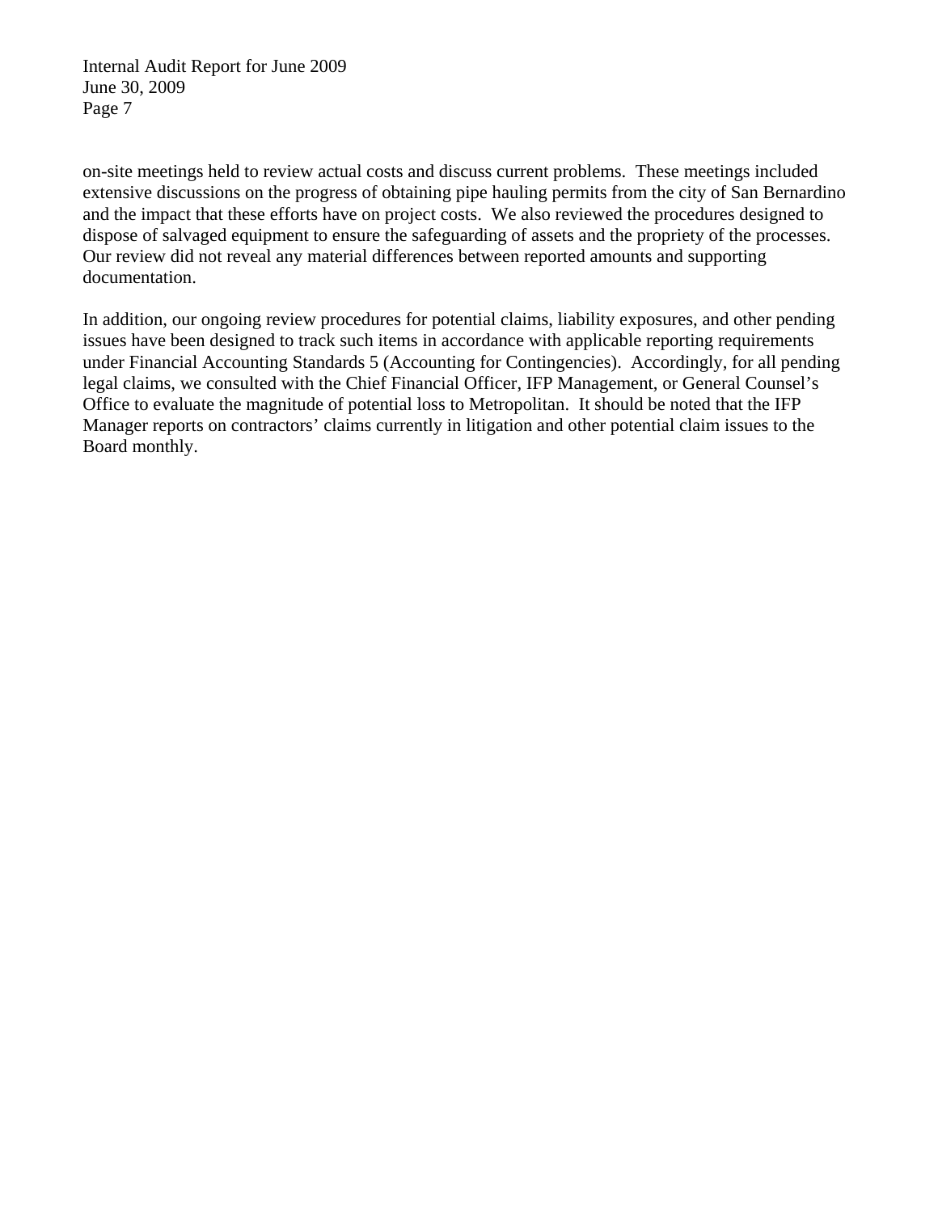on-site meetings held to review actual costs and discuss current problems. These meetings included extensive discussions on the progress of obtaining pipe hauling permits from the city of San Bernardino and the impact that these efforts have on project costs. We also reviewed the procedures designed to dispose of salvaged equipment to ensure the safeguarding of assets and the propriety of the processes. Our review did not reveal any material differences between reported amounts and supporting documentation.

In addition, our ongoing review procedures for potential claims, liability exposures, and other pending issues have been designed to track such items in accordance with applicable reporting requirements under Financial Accounting Standards 5 (Accounting for Contingencies). Accordingly, for all pending legal claims, we consulted with the Chief Financial Officer, IFP Management, or General Counsel's Office to evaluate the magnitude of potential loss to Metropolitan. It should be noted that the IFP Manager reports on contractors' claims currently in litigation and other potential claim issues to the Board monthly.